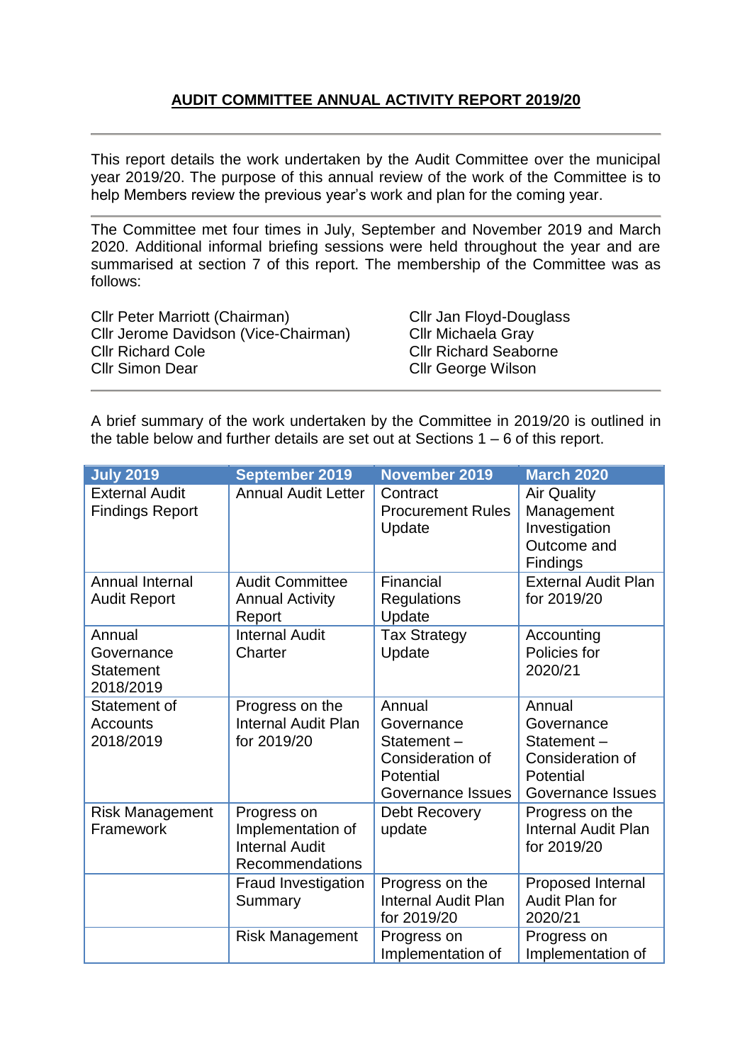# AUDIT COMMITTEE ANNUAL ACTIVITY REPORT 2019/20

---

This report details the work undertaken by the Audit Committee over the municipal year 2019/20. The purpose of this annual review of the work of the Committee is to help Members review the previous year's work and plan for the coming year.

---

The Committee met four times in July, September and November 2019 and March 2020. Additional informal briefing sessions were held throughout the year and are summarised at section 7 of this report. The membership of the Committee was as follows:

Cllr Peter Marriott (Chairman)
Cllr Jerome Davidson (Vice-Chairman)
Cllr Richard Cole
Cllr Simon Dear
Cllr Jan Floyd-Douglass
Cllr Michaela Gray
Cllr Richard Seaborne
Cllr George Wilson

---

A brief summary of the work undertaken by the Committee in 2019/20 is outlined in the table below and further details are set out at Sections 1 – 6 of this report.

| July 2019 | September 2019 | November 2019 | March 2020 |
|---|---|---|---|
| External Audit Findings Report | Annual Audit Letter | Contract Procurement Rules Update | Air Quality Management Investigation Outcome and Findings |
| Annual Internal Audit Report | Audit Committee Annual Activity Report | Financial Regulations Update | External Audit Plan for 2019/20 |
| Annual Governance Statement 2018/2019 | Internal Audit Charter | Tax Strategy Update | Accounting Policies for 2020/21 |
| Statement of Accounts 2018/2019 | Progress on the Internal Audit Plan for 2019/20 | Annual Governance Statement – Consideration of Potential Governance Issues | Annual Governance Statement – Consideration of Potential Governance Issues |
| Risk Management Framework | Progress on Implementation of Internal Audit Recommendations | Debt Recovery update | Progress on the Internal Audit Plan for 2019/20 |
| | Fraud Investigation Summary | Progress on the Internal Audit Plan for 2019/20 | Proposed Internal Audit Plan for 2020/21 |
| | Risk Management | Progress on Implementation of | Progress on Implementation of |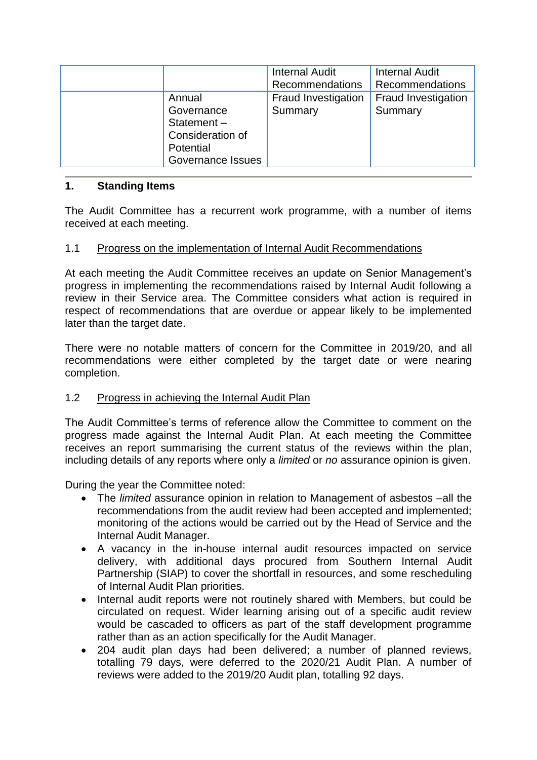| | | Internal Audit Recommendations | Internal Audit Recommendations |
|---|---|---|---|
| | Annual Governance Statement – Consideration of Potential Governance Issues | Fraud Investigation Summary | Fraud Investigation Summary |

## 1. Standing Items

The Audit Committee has a recurrent work programme, with a number of items received at each meeting.

### 1.1 Progress on the implementation of Internal Audit Recommendations

At each meeting the Audit Committee receives an update on Senior Management's progress in implementing the recommendations raised by Internal Audit following a review in their Service area. The Committee considers what action is required in respect of recommendations that are overdue or appear likely to be implemented later than the target date.

There were no notable matters of concern for the Committee in 2019/20, and all recommendations were either completed by the target date or were nearing completion.

### 1.2 Progress in achieving the Internal Audit Plan

The Audit Committee's terms of reference allow the Committee to comment on the progress made against the Internal Audit Plan. At each meeting the Committee receives an report summarising the current status of the reviews within the plan, including details of any reports where only a *limited* or *no* assurance opinion is given.

During the year the Committee noted:

- The *limited* assurance opinion in relation to Management of asbestos –all the recommendations from the audit review had been accepted and implemented; monitoring of the actions would be carried out by the Head of Service and the Internal Audit Manager.
- A vacancy in the in-house internal audit resources impacted on service delivery, with additional days procured from Southern Internal Audit Partnership (SIAP) to cover the shortfall in resources, and some rescheduling of Internal Audit Plan priorities.
- Internal audit reports were not routinely shared with Members, but could be circulated on request. Wider learning arising out of a specific audit review would be cascaded to officers as part of the staff development programme rather than as an action specifically for the Audit Manager.
- 204 audit plan days had been delivered; a number of planned reviews, totalling 79 days, were deferred to the 2020/21 Audit Plan. A number of reviews were added to the 2019/20 Audit plan, totalling 92 days.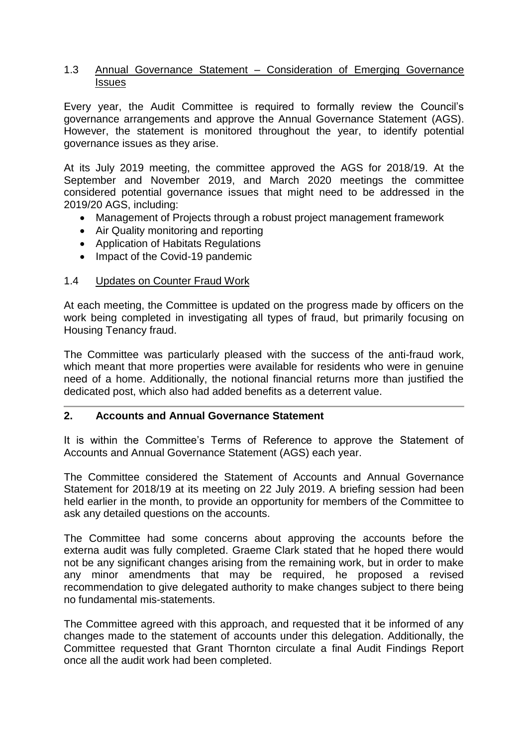### 1.3 Annual Governance Statement – Consideration of Emerging Governance Issues

Every year, the Audit Committee is required to formally review the Council's governance arrangements and approve the Annual Governance Statement (AGS). However, the statement is monitored throughout the year, to identify potential governance issues as they arise.

At its July 2019 meeting, the committee approved the AGS for 2018/19. At the September and November 2019, and March 2020 meetings the committee considered potential governance issues that might need to be addressed in the 2019/20 AGS, including:

- Management of Projects through a robust project management framework
- Air Quality monitoring and reporting
- Application of Habitats Regulations
- Impact of the Covid-19 pandemic

### 1.4 Updates on Counter Fraud Work

At each meeting, the Committee is updated on the progress made by officers on the work being completed in investigating all types of fraud, but primarily focusing on Housing Tenancy fraud.

The Committee was particularly pleased with the success of the anti-fraud work, which meant that more properties were available for residents who were in genuine need of a home. Additionally, the notional financial returns more than justified the dedicated post, which also had added benefits as a deterrent value.

---

## 2. Accounts and Annual Governance Statement

It is within the Committee's Terms of Reference to approve the Statement of Accounts and Annual Governance Statement (AGS) each year.

The Committee considered the Statement of Accounts and Annual Governance Statement for 2018/19 at its meeting on 22 July 2019. A briefing session had been held earlier in the month, to provide an opportunity for members of the Committee to ask any detailed questions on the accounts.

The Committee had some concerns about approving the accounts before the externa audit was fully completed. Graeme Clark stated that he hoped there would not be any significant changes arising from the remaining work, but in order to make any minor amendments that may be required, he proposed a revised recommendation to give delegated authority to make changes subject to there being no fundamental mis-statements.

The Committee agreed with this approach, and requested that it be informed of any changes made to the statement of accounts under this delegation. Additionally, the Committee requested that Grant Thornton circulate a final Audit Findings Report once all the audit work had been completed.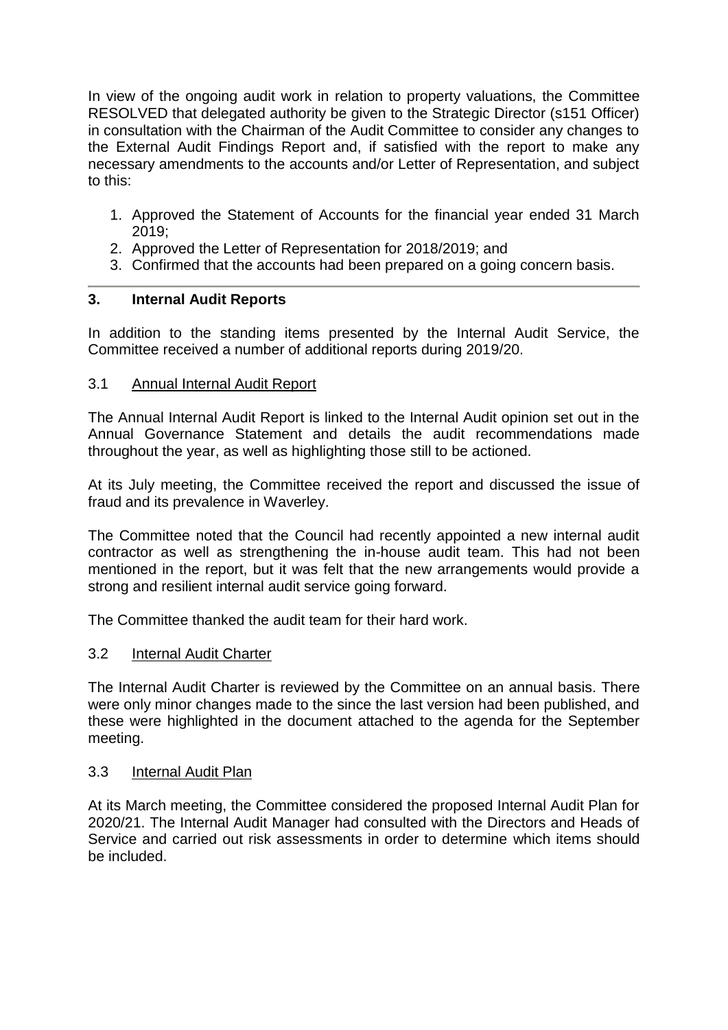In view of the ongoing audit work in relation to property valuations, the Committee RESOLVED that delegated authority be given to the Strategic Director (s151 Officer) in consultation with the Chairman of the Audit Committee to consider any changes to the External Audit Findings Report and, if satisfied with the report to make any necessary amendments to the accounts and/or Letter of Representation, and subject to this:

1. Approved the Statement of Accounts for the financial year ended 31 March 2019;
2. Approved the Letter of Representation for 2018/2019; and
3. Confirmed that the accounts had been prepared on a going concern basis.

---

## 3. Internal Audit Reports

In addition to the standing items presented by the Internal Audit Service, the Committee received a number of additional reports during 2019/20.

### 3.1 Annual Internal Audit Report

The Annual Internal Audit Report is linked to the Internal Audit opinion set out in the Annual Governance Statement and details the audit recommendations made throughout the year, as well as highlighting those still to be actioned.

At its July meeting, the Committee received the report and discussed the issue of fraud and its prevalence in Waverley.

The Committee noted that the Council had recently appointed a new internal audit contractor as well as strengthening the in-house audit team. This had not been mentioned in the report, but it was felt that the new arrangements would provide a strong and resilient internal audit service going forward.

The Committee thanked the audit team for their hard work.

### 3.2 Internal Audit Charter

The Internal Audit Charter is reviewed by the Committee on an annual basis. There were only minor changes made to the since the last version had been published, and these were highlighted in the document attached to the agenda for the September meeting.

### 3.3 Internal Audit Plan

At its March meeting, the Committee considered the proposed Internal Audit Plan for 2020/21. The Internal Audit Manager had consulted with the Directors and Heads of Service and carried out risk assessments in order to determine which items should be included.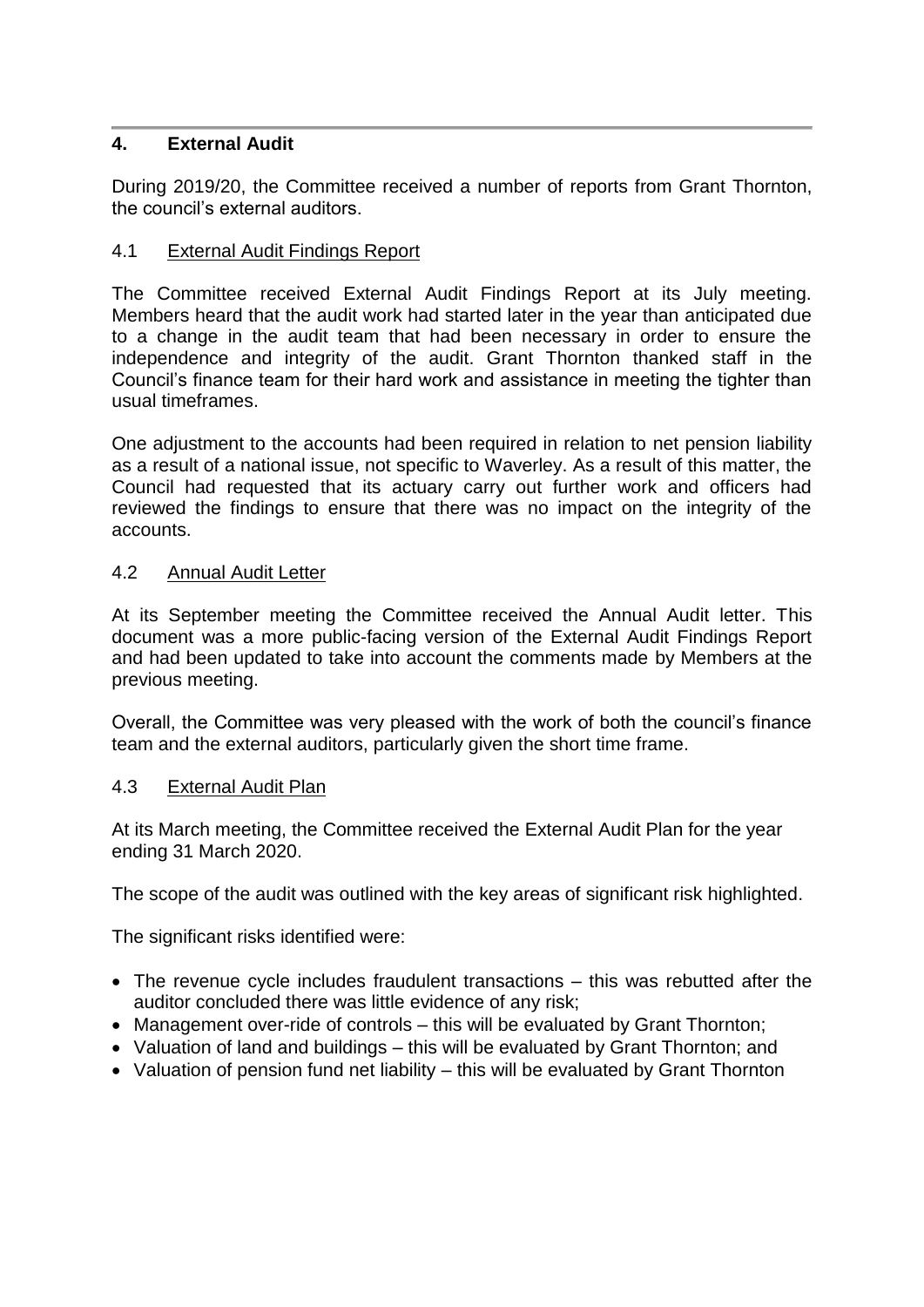## 4. External Audit

During 2019/20, the Committee received a number of reports from Grant Thornton, the council's external auditors.

### 4.1 External Audit Findings Report

The Committee received External Audit Findings Report at its July meeting. Members heard that the audit work had started later in the year than anticipated due to a change in the audit team that had been necessary in order to ensure the independence and integrity of the audit. Grant Thornton thanked staff in the Council's finance team for their hard work and assistance in meeting the tighter than usual timeframes.

One adjustment to the accounts had been required in relation to net pension liability as a result of a national issue, not specific to Waverley. As a result of this matter, the Council had requested that its actuary carry out further work and officers had reviewed the findings to ensure that there was no impact on the integrity of the accounts.

### 4.2 Annual Audit Letter

At its September meeting the Committee received the Annual Audit letter. This document was a more public-facing version of the External Audit Findings Report and had been updated to take into account the comments made by Members at the previous meeting.

Overall, the Committee was very pleased with the work of both the council's finance team and the external auditors, particularly given the short time frame.

### 4.3 External Audit Plan

At its March meeting, the Committee received the External Audit Plan for the year ending 31 March 2020.

The scope of the audit was outlined with the key areas of significant risk highlighted.

The significant risks identified were:

- The revenue cycle includes fraudulent transactions – this was rebutted after the auditor concluded there was little evidence of any risk;
- Management over-ride of controls – this will be evaluated by Grant Thornton;
- Valuation of land and buildings – this will be evaluated by Grant Thornton; and
- Valuation of pension fund net liability – this will be evaluated by Grant Thornton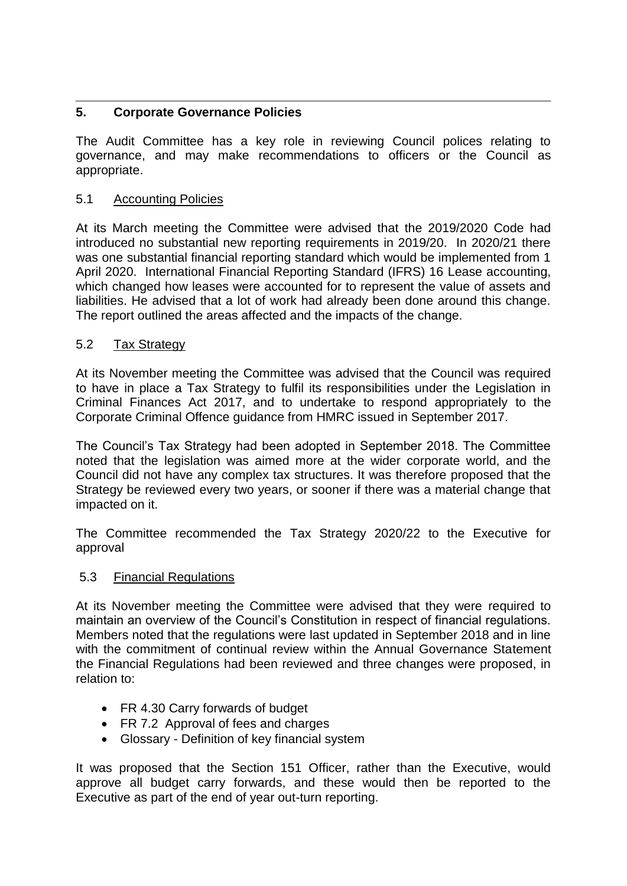## 5. Corporate Governance Policies

The Audit Committee has a key role in reviewing Council polices relating to governance, and may make recommendations to officers or the Council as appropriate.

### 5.1 Accounting Policies

At its March meeting the Committee were advised that the 2019/2020 Code had introduced no substantial new reporting requirements in 2019/20. In 2020/21 there was one substantial financial reporting standard which would be implemented from 1 April 2020. International Financial Reporting Standard (IFRS) 16 Lease accounting, which changed how leases were accounted for to represent the value of assets and liabilities. He advised that a lot of work had already been done around this change. The report outlined the areas affected and the impacts of the change.

### 5.2 Tax Strategy

At its November meeting the Committee was advised that the Council was required to have in place a Tax Strategy to fulfil its responsibilities under the Legislation in Criminal Finances Act 2017, and to undertake to respond appropriately to the Corporate Criminal Offence guidance from HMRC issued in September 2017.

The Council's Tax Strategy had been adopted in September 2018. The Committee noted that the legislation was aimed more at the wider corporate world, and the Council did not have any complex tax structures. It was therefore proposed that the Strategy be reviewed every two years, or sooner if there was a material change that impacted on it.

The Committee recommended the Tax Strategy 2020/22 to the Executive for approval

### 5.3 Financial Regulations

At its November meeting the Committee were advised that they were required to maintain an overview of the Council's Constitution in respect of financial regulations. Members noted that the regulations were last updated in September 2018 and in line with the commitment of continual review within the Annual Governance Statement the Financial Regulations had been reviewed and three changes were proposed, in relation to:

- FR 4.30 Carry forwards of budget
- FR 7.2 Approval of fees and charges
- Glossary - Definition of key financial system

It was proposed that the Section 151 Officer, rather than the Executive, would approve all budget carry forwards, and these would then be reported to the Executive as part of the end of year out-turn reporting.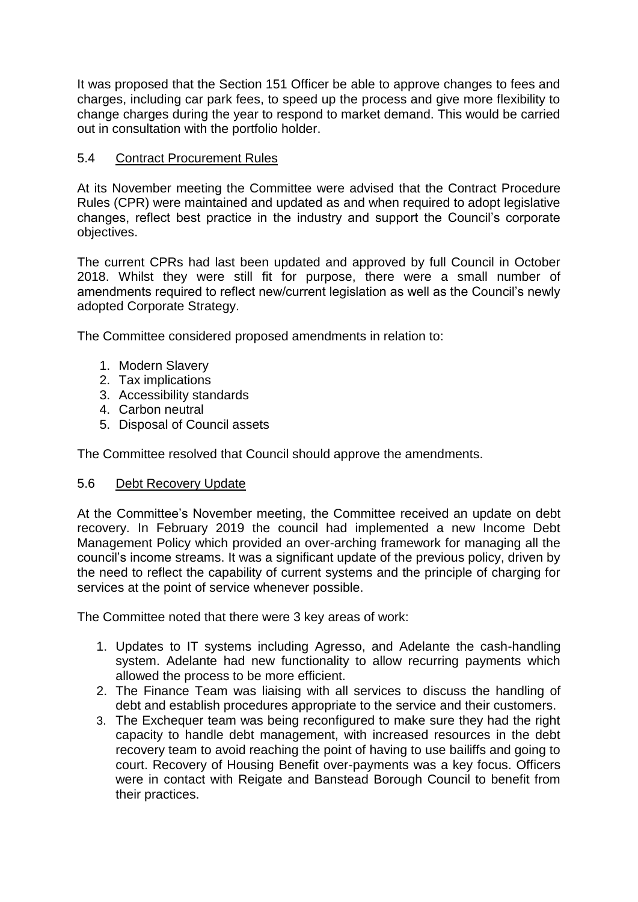It was proposed that the Section 151 Officer be able to approve changes to fees and charges, including car park fees, to speed up the process and give more flexibility to change charges during the year to respond to market demand. This would be carried out in consultation with the portfolio holder.

### 5.4 Contract Procurement Rules

At its November meeting the Committee were advised that the Contract Procedure Rules (CPR) were maintained and updated as and when required to adopt legislative changes, reflect best practice in the industry and support the Council's corporate objectives.

The current CPRs had last been updated and approved by full Council in October 2018. Whilst they were still fit for purpose, there were a small number of amendments required to reflect new/current legislation as well as the Council's newly adopted Corporate Strategy.

The Committee considered proposed amendments in relation to:

1. Modern Slavery
2. Tax implications
3. Accessibility standards
4. Carbon neutral
5. Disposal of Council assets

The Committee resolved that Council should approve the amendments.

### 5.6 Debt Recovery Update

At the Committee's November meeting, the Committee received an update on debt recovery. In February 2019 the council had implemented a new Income Debt Management Policy which provided an over-arching framework for managing all the council's income streams. It was a significant update of the previous policy, driven by the need to reflect the capability of current systems and the principle of charging for services at the point of service whenever possible.

The Committee noted that there were 3 key areas of work:

1. Updates to IT systems including Agresso, and Adelante the cash-handling system. Adelante had new functionality to allow recurring payments which allowed the process to be more efficient.
2. The Finance Team was liaising with all services to discuss the handling of debt and establish procedures appropriate to the service and their customers.
3. The Exchequer team was being reconfigured to make sure they had the right capacity to handle debt management, with increased resources in the debt recovery team to avoid reaching the point of having to use bailiffs and going to court. Recovery of Housing Benefit over-payments was a key focus. Officers were in contact with Reigate and Banstead Borough Council to benefit from their practices.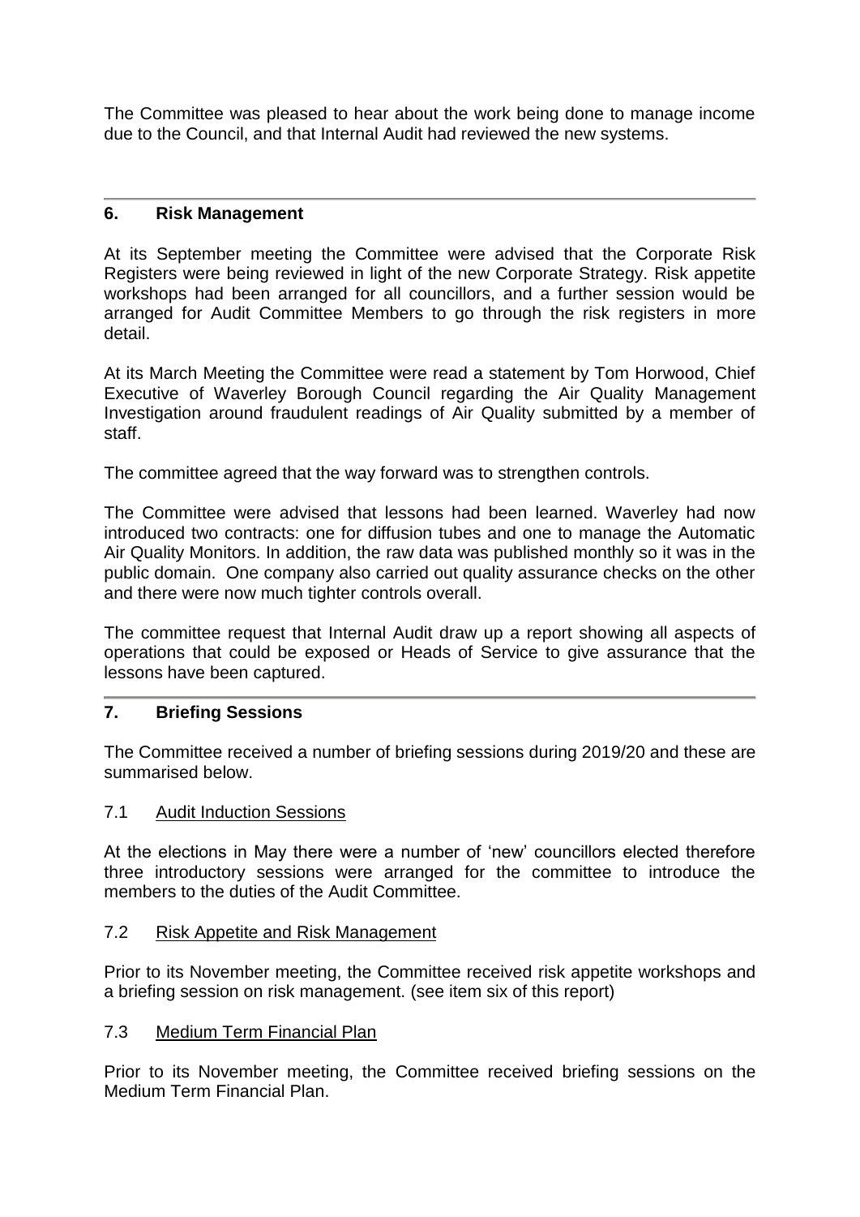The Committee was pleased to hear about the work being done to manage income due to the Council, and that Internal Audit had reviewed the new systems.

---

## 6. Risk Management

At its September meeting the Committee were advised that the Corporate Risk Registers were being reviewed in light of the new Corporate Strategy. Risk appetite workshops had been arranged for all councillors, and a further session would be arranged for Audit Committee Members to go through the risk registers in more detail.

At its March Meeting the Committee were read a statement by Tom Horwood, Chief Executive of Waverley Borough Council regarding the Air Quality Management Investigation around fraudulent readings of Air Quality submitted by a member of staff.

The committee agreed that the way forward was to strengthen controls.

The Committee were advised that lessons had been learned. Waverley had now introduced two contracts: one for diffusion tubes and one to manage the Automatic Air Quality Monitors. In addition, the raw data was published monthly so it was in the public domain. One company also carried out quality assurance checks on the other and there were now much tighter controls overall.

The committee request that Internal Audit draw up a report showing all aspects of operations that could be exposed or Heads of Service to give assurance that the lessons have been captured.

---

## 7. Briefing Sessions

The Committee received a number of briefing sessions during 2019/20 and these are summarised below.

### 7.1 Audit Induction Sessions

At the elections in May there were a number of 'new' councillors elected therefore three introductory sessions were arranged for the committee to introduce the members to the duties of the Audit Committee.

### 7.2 Risk Appetite and Risk Management

Prior to its November meeting, the Committee received risk appetite workshops and a briefing session on risk management. (see item six of this report)

### 7.3 Medium Term Financial Plan

Prior to its November meeting, the Committee received briefing sessions on the Medium Term Financial Plan.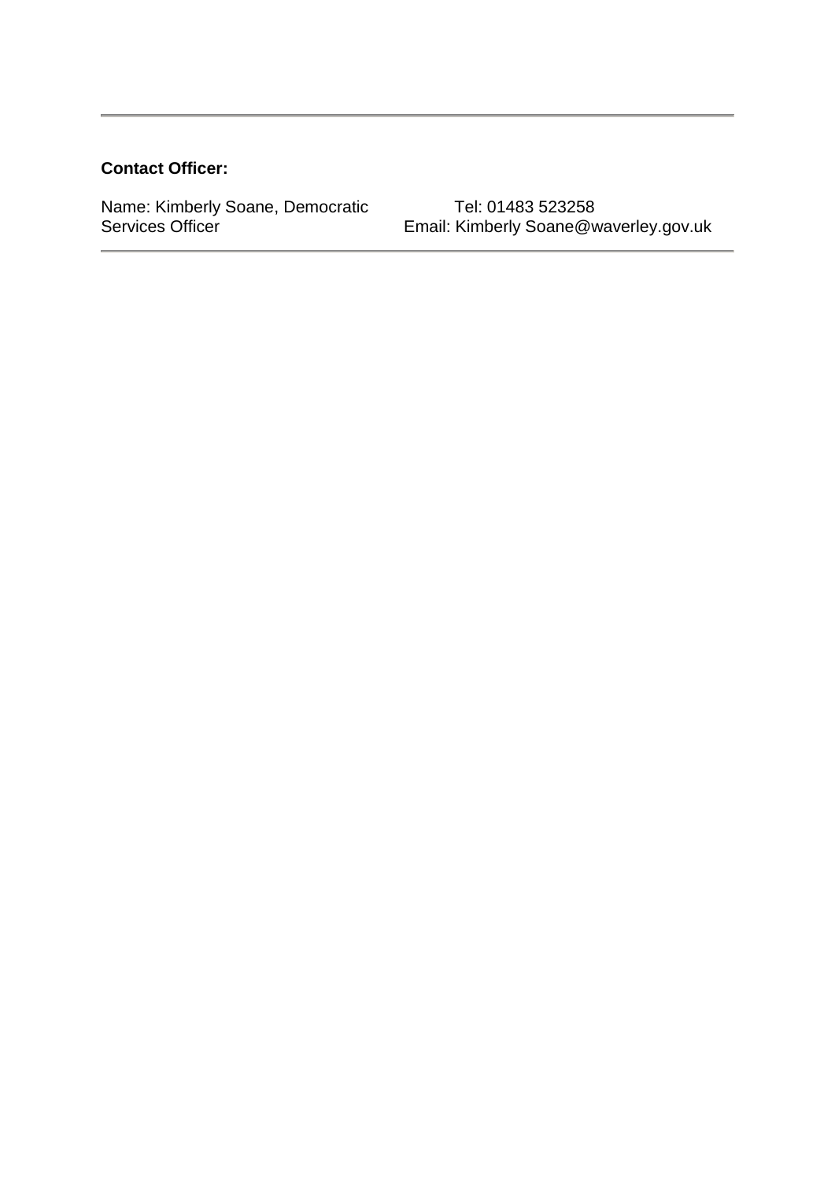---

**Contact Officer:**

Name: Kimberly Soane, Democratic Services Officer

Tel: 01483 523258

Email: Kimberly Soane@waverley.gov.uk

---